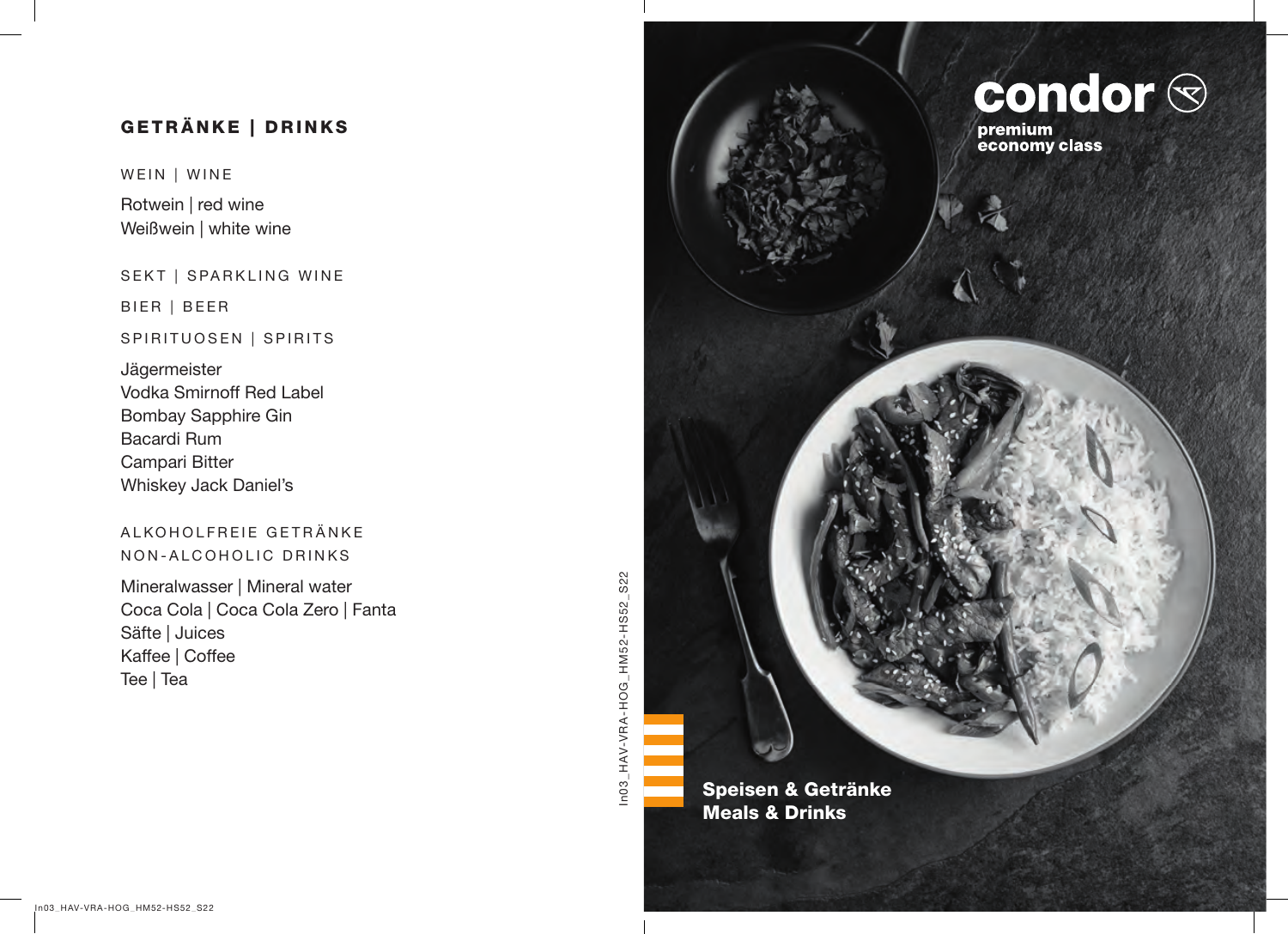## GETRÄNKE | DRINKS

### WEIN | WINE

Rotwein | red wine
Weißwein | white wine

### SEKT | SPARKLING WINE

### BIER | BEER

### SPIRITUOSEN | SPIRITS

Jägermeister
Vodka Smirnoff Red Label
Bombay Sapphire Gin
Bacardi Rum
Campari Bitter
Whiskey Jack Daniel's

### ALKOHOLFREIE GETRÄNKE NON-ALCOHOLIC DRINKS

Mineralwasser | Mineral water
Coca Cola | Coca Cola Zero | Fanta
Säfte | Juices
Kaffee | Coffee
Tee | Tea

# condor

**premium economy class**

**Speisen & Getränke**
**Meals & Drinks**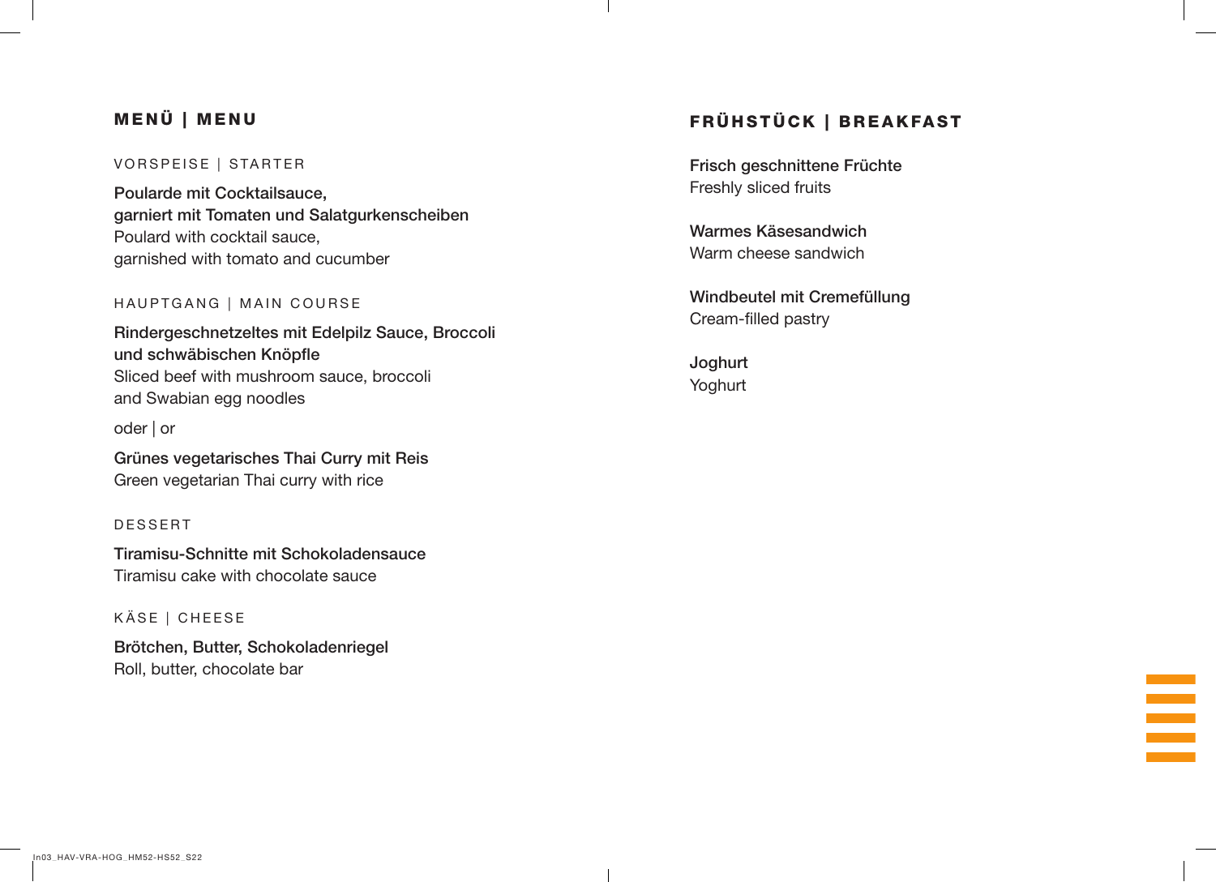## MENÜ | MENU

### VORSPEISE | STARTER

**Poularde mit Cocktailsauce,**
**garniert mit Tomaten und Salatgurkenscheiben**
Poulard with cocktail sauce,
garnished with tomato and cucumber

### HAUPTGANG | MAIN COURSE

**Rindergeschnetzeltes mit Edelpilz Sauce, Broccoli**
**und schwäbischen Knöpfle**
Sliced beef with mushroom sauce, broccoli
and Swabian egg noodles

oder | or

**Grünes vegetarisches Thai Curry mit Reis**
Green vegetarian Thai curry with rice

### DESSERT

**Tiramisu-Schnitte mit Schokoladensauce**
Tiramisu cake with chocolate sauce

### KÄSE | CHEESE

**Brötchen, Butter, Schokoladenriegel**
Roll, butter, chocolate bar

## FRÜHSTÜCK | BREAKFAST

**Frisch geschnittene Früchte**
Freshly sliced fruits

**Warmes Käsesandwich**
Warm cheese sandwich

**Windbeutel mit Cremefüllung**
Cream-filled pastry

**Joghurt**
Yoghurt